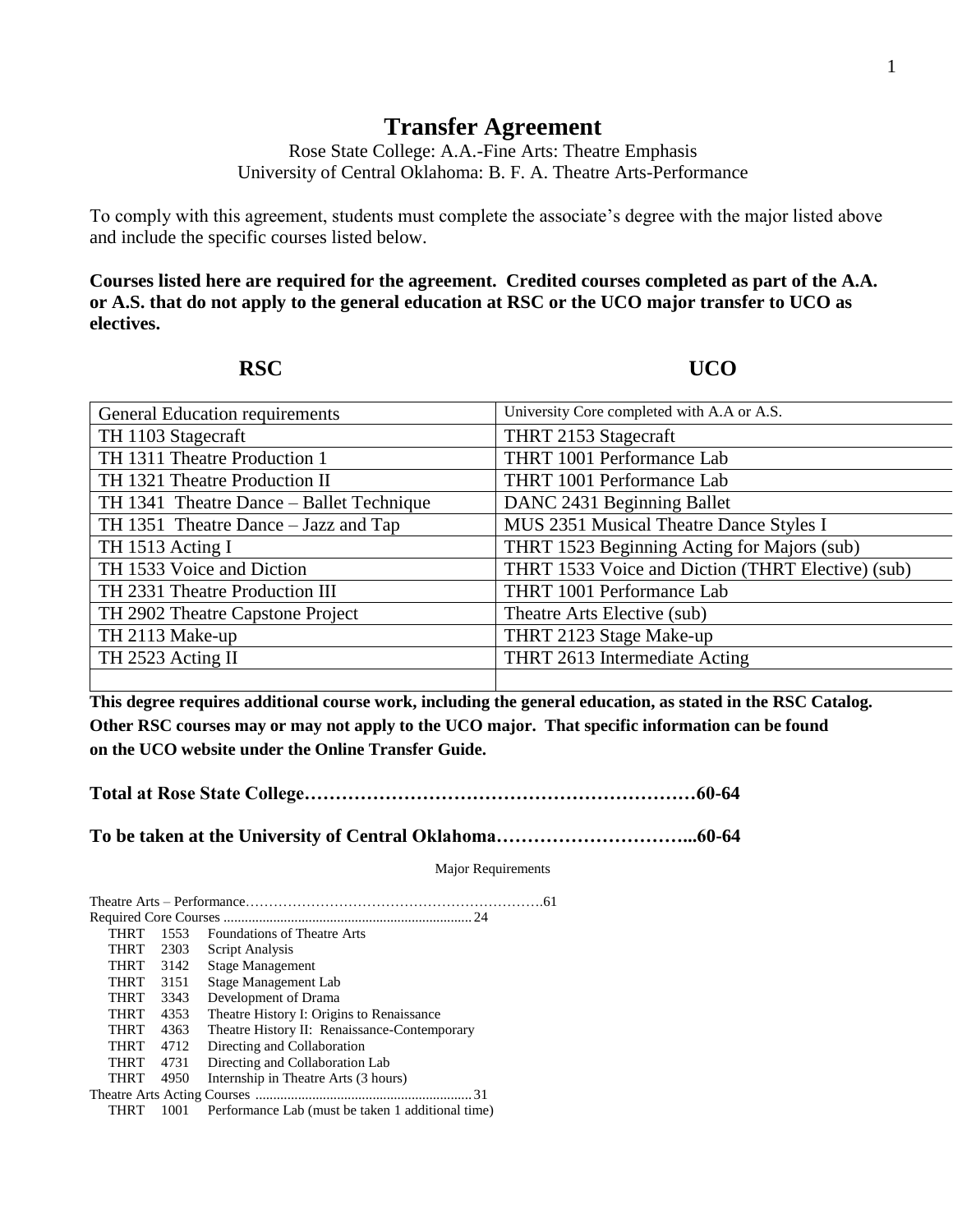# Transfer Agreement

Rose State College: A.A.-Fine Arts: Theatre Emphasis
University of Central Oklahoma: B. F. A. Theatre Arts-Performance

To comply with this agreement, students must complete the associate's degree with the major listed above and include the specific courses listed below.

**Courses listed here are required for the agreement. Credited courses completed as part of the A.A. or A.S. that do not apply to the general education at RSC or the UCO major transfer to UCO as electives.**

| RSC | UCO |
|---|---|
| General Education requirements | University Core completed with A.A or A.S. |
| TH 1103 Stagecraft | THRT 2153 Stagecraft |
| TH 1311 Theatre Production 1 | THRT 1001 Performance Lab |
| TH 1321 Theatre Production II | THRT 1001 Performance Lab |
| TH 1341 Theatre Dance – Ballet Technique | DANC 2431 Beginning Ballet |
| TH 1351 Theatre Dance – Jazz and Tap | MUS 2351 Musical Theatre Dance Styles I |
| TH 1513 Acting I | THRT 1523 Beginning Acting for Majors (sub) |
| TH 1533 Voice and Diction | THRT 1533 Voice and Diction (THRT Elective) (sub) |
| TH 2331 Theatre Production III | THRT 1001 Performance Lab |
| TH 2902 Theatre Capstone Project | Theatre Arts Elective (sub) |
| TH 2113 Make-up | THRT 2123 Stage Make-up |
| TH 2523 Acting II | THRT 2613 Intermediate Acting |
| | |

**This degree requires additional course work, including the general education, as stated in the RSC Catalog. Other RSC courses may or may not apply to the UCO major. That specific information can be found on the UCO website under the Online Transfer Guide.**

**Total at Rose State College………………………………………………………60-64**

**To be taken at the University of Central Oklahoma…………………………...60-64**

Major Requirements

Theatre Arts – Performance……………………………………………………….61

Required Core Courses ........................................................................ 24

- THRT 1553 Foundations of Theatre Arts
- THRT 2303 Script Analysis
- THRT 3142 Stage Management
- THRT 3151 Stage Management Lab
- THRT 3343 Development of Drama
- THRT 4353 Theatre History I: Origins to Renaissance
- THRT 4363 Theatre History II: Renaissance-Contemporary
- THRT 4712 Directing and Collaboration
- THRT 4731 Directing and Collaboration Lab
- THRT 4950 Internship in Theatre Arts (3 hours)

Theatre Arts Acting Courses ............................................................. 31

- THRT 1001 Performance Lab (must be taken 1 additional time)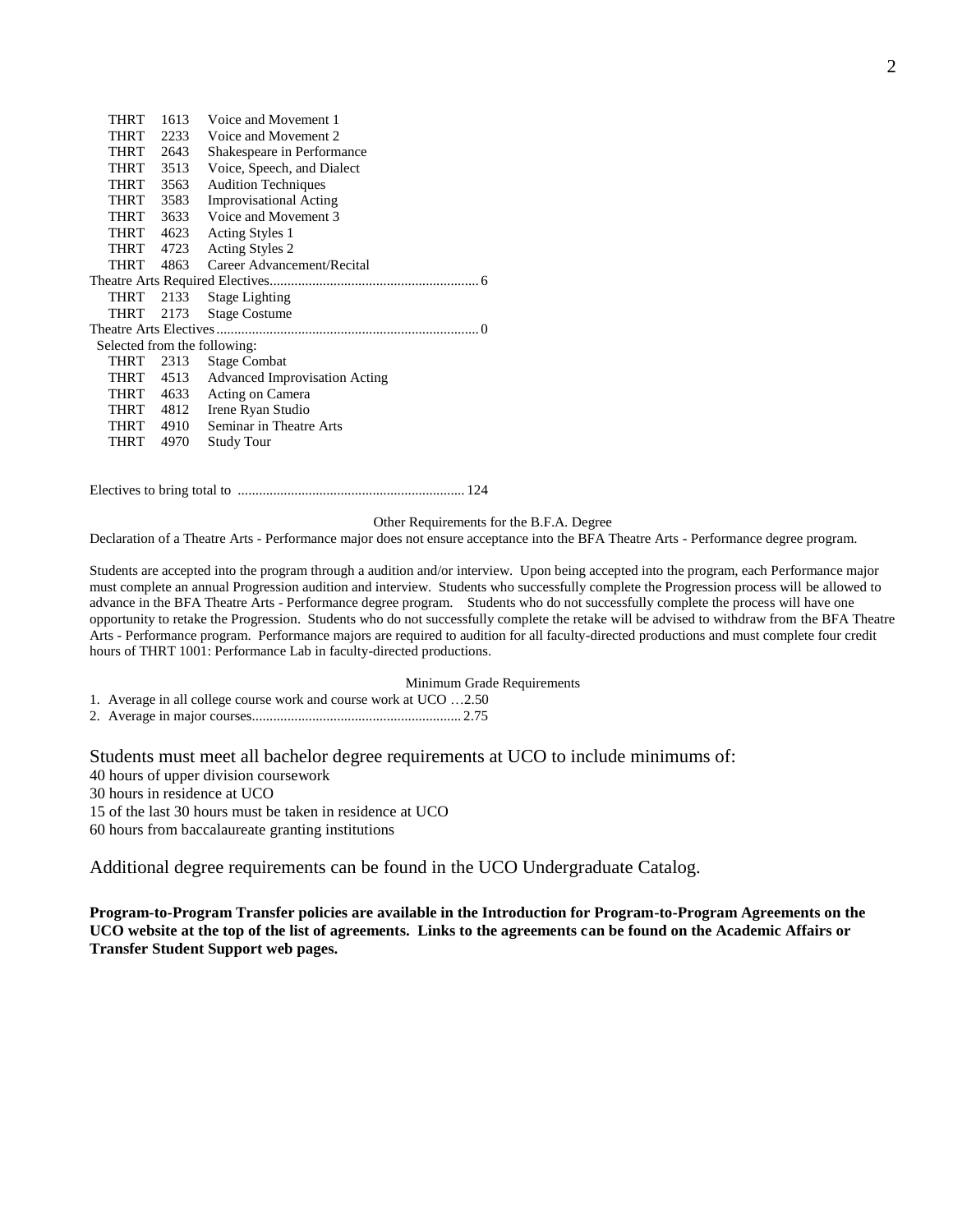| | | |
|---|---|---|
| THRT | 1613 | Voice and Movement 1 |
| THRT | 2233 | Voice and Movement 2 |
| THRT | 2643 | Shakespeare in Performance |
| THRT | 3513 | Voice, Speech, and Dialect |
| THRT | 3563 | Audition Techniques |
| THRT | 3583 | Improvisational Acting |
| THRT | 3633 | Voice and Movement 3 |
| THRT | 4623 | Acting Styles 1 |
| THRT | 4723 | Acting Styles 2 |
| THRT | 4863 | Career Advancement/Recital |

Theatre Arts Required Electives........................................................... 6

| | | |
|---|---|---|
| THRT | 2133 | Stage Lighting |
| THRT | 2173 | Stage Costume |

Theatre Arts Electives.......................................................................... 0

Selected from the following:

| | | |
|---|---|---|
| THRT | 2313 | Stage Combat |
| THRT | 4513 | Advanced Improvisation Acting |
| THRT | 4633 | Acting on Camera |
| THRT | 4812 | Irene Ryan Studio |
| THRT | 4910 | Seminar in Theatre Arts |
| THRT | 4970 | Study Tour |

Electives to bring total to ................................................................ 124

## Other Requirements for the B.F.A. Degree

Declaration of a Theatre Arts - Performance major does not ensure acceptance into the BFA Theatre Arts - Performance degree program.

Students are accepted into the program through a audition and/or interview. Upon being accepted into the program, each Performance major must complete an annual Progression audition and interview. Students who successfully complete the Progression process will be allowed to advance in the BFA Theatre Arts - Performance degree program. Students who do not successfully complete the process will have one opportunity to retake the Progression. Students who do not successfully complete the retake will be advised to withdraw from the BFA Theatre Arts - Performance program. Performance majors are required to audition for all faculty-directed productions and must complete four credit hours of THRT 1001: Performance Lab in faculty-directed productions.

## Minimum Grade Requirements

1. Average in all college course work and course work at UCO …2.50
2. Average in major courses........................................................... 2.75

Students must meet all bachelor degree requirements at UCO to include minimums of:

40 hours of upper division coursework
30 hours in residence at UCO
15 of the last 30 hours must be taken in residence at UCO
60 hours from baccalaureate granting institutions

Additional degree requirements can be found in the UCO Undergraduate Catalog.

**Program-to-Program Transfer policies are available in the Introduction for Program-to-Program Agreements on the UCO website at the top of the list of agreements. Links to the agreements can be found on the Academic Affairs or Transfer Student Support web pages.**